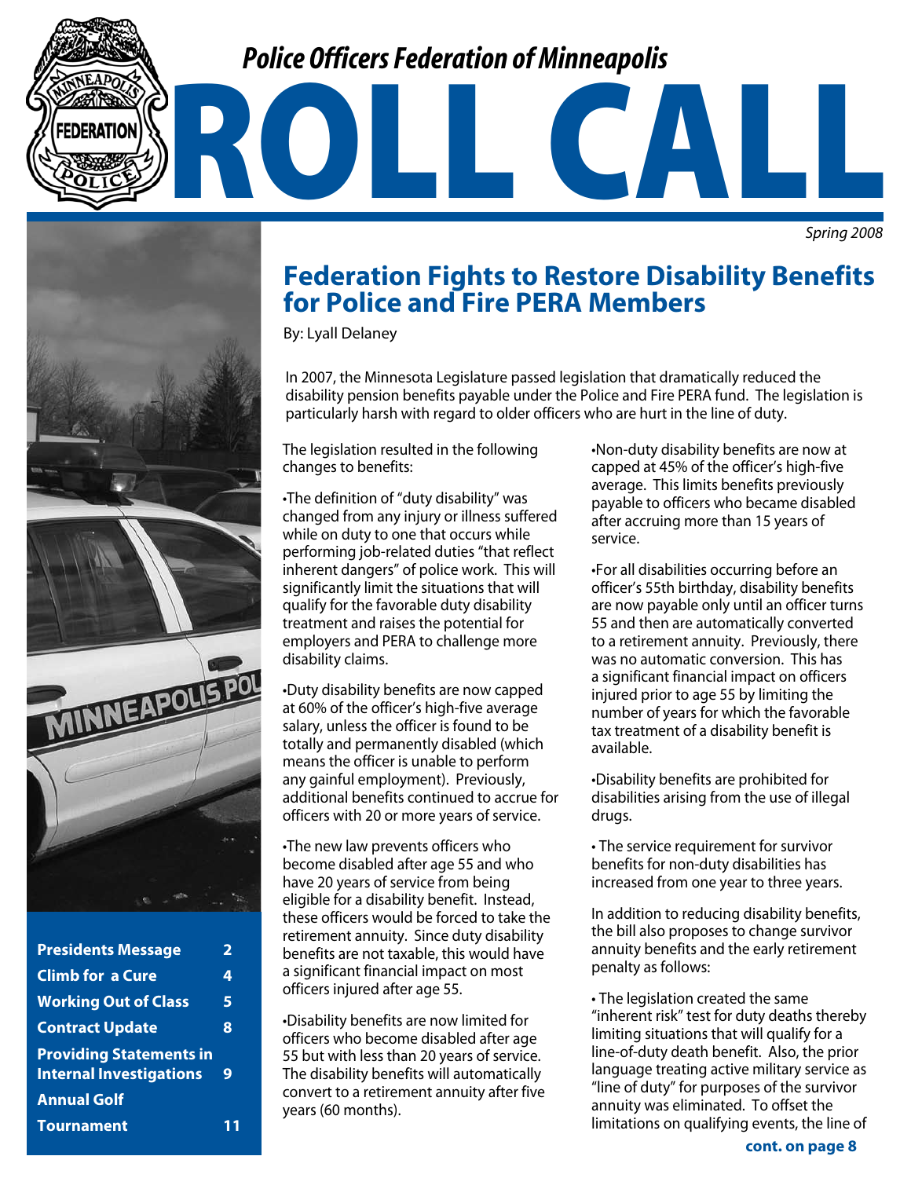# Police Officers Federation of Minneapolis

# ROLL CALL

*Spring 2008*

## Federation Fights to Restore Disability Benefits for Police and Fire PERA Members

By: Lyall Delaney

In 2007, the Minnesota Legislature passed legislation that dramatically reduced the disability pension benefits payable under the Police and Fire PERA fund. The legislation is particularly harsh with regard to older officers who are hurt in the line of duty.

The legislation resulted in the following changes to benefits:

•The definition of "duty disability" was changed from any injury or illness suffered while on duty to one that occurs while performing job-related duties "that reflect inherent dangers" of police work. This will significantly limit the situations that will qualify for the favorable duty disability treatment and raises the potential for employers and PERA to challenge more disability claims.

•Duty disability benefits are now capped at 60% of the officer's high-five average salary, unless the officer is found to be totally and permanently disabled (which means the officer is unable to perform any gainful employment). Previously, additional benefits continued to accrue for officers with 20 or more years of service.

•The new law prevents officers who become disabled after age 55 and who have 20 years of service from being eligible for a disability benefit. Instead, these officers would be forced to take the retirement annuity. Since duty disability benefits are not taxable, this would have a significant financial impact on most officers injured after age 55.

•Disability benefits are now limited for officers who become disabled after age 55 but with less than 20 years of service. The disability benefits will automatically convert to a retirement annuity after five years (60 months).

•Non-duty disability benefits are now at capped at 45% of the officer's high-five average. This limits benefits previously payable to officers who became disabled after accruing more than 15 years of service.

•For all disabilities occurring before an officer's 55th birthday, disability benefits are now payable only until an officer turns 55 and then are automatically converted to a retirement annuity. Previously, there was no automatic conversion. This has a significant financial impact on officers injured prior to age 55 by limiting the number of years for which the favorable tax treatment of a disability benefit is available.

•Disability benefits are prohibited for disabilities arising from the use of illegal drugs.

• The service requirement for survivor benefits for non-duty disabilities has increased from one year to three years.

In addition to reducing disability benefits, the bill also proposes to change survivor annuity benefits and the early retirement penalty as follows:

• The legislation created the same "inherent risk" test for duty deaths thereby limiting situations that will qualify for a line-of-duty death benefit. Also, the prior language treating active military service as "line of duty" for purposes of the survivor annuity was eliminated. To offset the limitations on qualifying events, the line of

**cont. on page 8**

| | |
|---|---|
| **Presidents Message** | **2** |
| **Climb for a Cure** | **4** |
| **Working Out of Class** | **5** |
| **Contract Update** | **8** |
| **Providing Statements in Internal Investigations** | **9** |
| **Annual Golf Tournament** | **11** |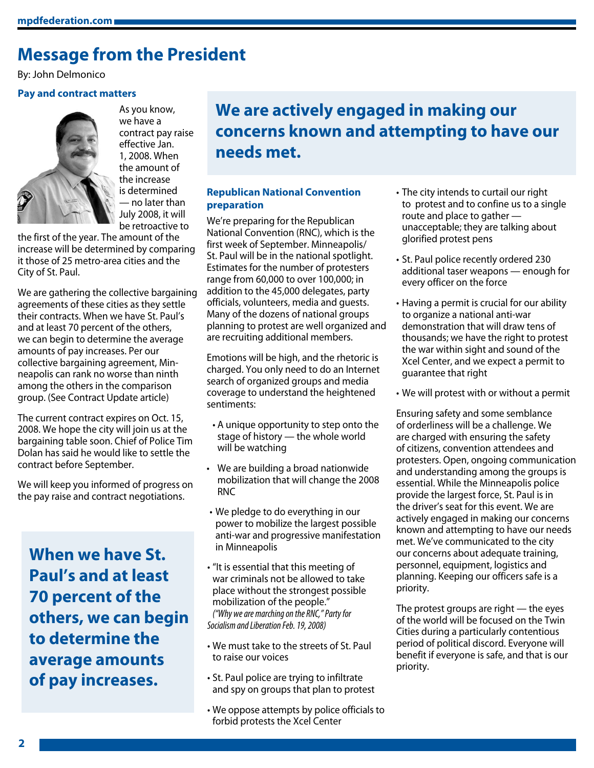# Message from the President

By: John Delmonico

### Pay and contract matters

As you know, we have a contract pay raise effective Jan. 1, 2008. When the amount of the increase is determined — no later than July 2008, it will be retroactive to the first of the year. The amount of the increase will be determined by comparing it those of 25 metro-area cities and the City of St. Paul.

We are gathering the collective bargaining agreements of these cities as they settle their contracts. When we have St. Paul's and at least 70 percent of the others, we can begin to determine the average amounts of pay increases. Per our collective bargaining agreement, Minneapolis can rank no worse than ninth among the others in the comparison group. (See Contract Update article)

The current contract expires on Oct. 15, 2008. We hope the city will join us at the bargaining table soon. Chief of Police Tim Dolan has said he would like to settle the contract before September.

We will keep you informed of progress on the pay raise and contract negotiations.

**When we have St. Paul's and at least 70 percent of the others, we can begin to determine the average amounts of pay increases.**

**We are actively engaged in making our concerns known and attempting to have our needs met.**

### Republican National Convention preparation

We're preparing for the Republican National Convention (RNC), which is the first week of September. Minneapolis/St. Paul will be in the national spotlight. Estimates for the number of protesters range from 60,000 to over 100,000; in addition to the 45,000 delegates, party officials, volunteers, media and guests. Many of the dozens of national groups planning to protest are well organized and are recruiting additional members.

Emotions will be high, and the rhetoric is charged. You only need to do an Internet search of organized groups and media coverage to understand the heightened sentiments:

- A unique opportunity to step onto the stage of history — the whole world will be watching
- We are building a broad nationwide mobilization that will change the 2008 RNC
- We pledge to do everything in our power to mobilize the largest possible anti-war and progressive manifestation in Minneapolis
- "It is essential that this meeting of war criminals not be allowed to take place without the strongest possible mobilization of the people." *("Why we are marching on the RNC," Party for Socialism and Liberation Feb. 19, 2008)*
- We must take to the streets of St. Paul to raise our voices
- St. Paul police are trying to infiltrate and spy on groups that plan to protest
- We oppose attempts by police officials to forbid protests the Xcel Center
- The city intends to curtail our right to protest and to confine us to a single route and place to gather — unacceptable; they are talking about glorified protest pens
- St. Paul police recently ordered 230 additional taser weapons — enough for every officer on the force
- Having a permit is crucial for our ability to organize a national anti-war demonstration that will draw tens of thousands; we have the right to protest the war within sight and sound of the Xcel Center, and we expect a permit to guarantee that right
- We will protest with or without a permit

Ensuring safety and some semblance of orderliness will be a challenge. We are charged with ensuring the safety of citizens, convention attendees and protesters. Open, ongoing communication and understanding among the groups is essential. While the Minneapolis police provide the largest force, St. Paul is in the driver's seat for this event. We are actively engaged in making our concerns known and attempting to have our needs met. We've communicated to the city our concerns about adequate training, personnel, equipment, logistics and planning. Keeping our officers safe is a priority.

The protest groups are right — the eyes of the world will be focused on the Twin Cities during a particularly contentious period of political discord. Everyone will benefit if everyone is safe, and that is our priority.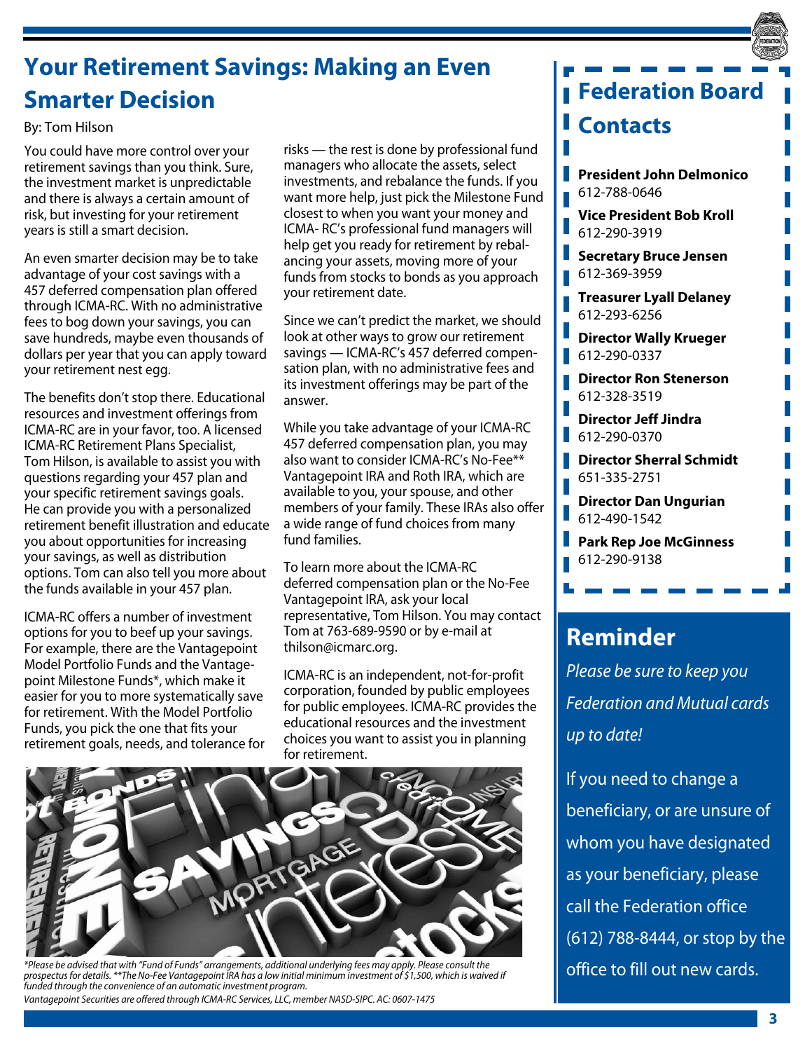# Your Retirement Savings: Making an Even Smarter Decision

By: Tom Hilson

You could have more control over your retirement savings than you think. Sure, the investment market is unpredictable and there is always a certain amount of risk, but investing for your retirement years is still a smart decision.

An even smarter decision may be to take advantage of your cost savings with a 457 deferred compensation plan offered through ICMA-RC. With no administrative fees to bog down your savings, you can save hundreds, maybe even thousands of dollars per year that you can apply toward your retirement nest egg.

The benefits don't stop there. Educational resources and investment offerings from ICMA-RC are in your favor, too. A licensed ICMA-RC Retirement Plans Specialist, Tom Hilson, is available to assist you with questions regarding your 457 plan and your specific retirement savings goals. He can provide you with a personalized retirement benefit illustration and educate you about opportunities for increasing your savings, as well as distribution options. Tom can also tell you more about the funds available in your 457 plan.

ICMA-RC offers a number of investment options for you to beef up your savings. For example, there are the Vantagepoint Model Portfolio Funds and the Vantagepoint Milestone Funds*, which make it easier for you to more systematically save for retirement. With the Model Portfolio Funds, you pick the one that fits your retirement goals, needs, and tolerance for risks — the rest is done by professional fund managers who allocate the assets, select investments, and rebalance the funds. If you want more help, just pick the Milestone Fund closest to when you want your money and ICMA- RC's professional fund managers will help get you ready for retirement by rebalancing your assets, moving more of your funds from stocks to bonds as you approach your retirement date.

Since we can't predict the market, we should look at other ways to grow our retirement savings — ICMA-RC's 457 deferred compensation plan, with no administrative fees and its investment offerings may be part of the answer.

While you take advantage of your ICMA-RC 457 deferred compensation plan, you may also want to consider ICMA-RC's No-Fee** Vantagepoint IRA and Roth IRA, which are available to you, your spouse, and other members of your family. These IRAs also offer a wide range of fund choices from many fund families.

To learn more about the ICMA-RC deferred compensation plan or the No-Fee Vantagepoint IRA, ask your local representative, Tom Hilson. You may contact Tom at 763-689-9590 or by e-mail at thilson@icmarc.org.

ICMA-RC is an independent, not-for-profit corporation, founded by public employees for public employees. ICMA-RC provides the educational resources and the investment choices you want to assist you in planning for retirement.

*Please be advised that with "Fund of Funds" arrangements, additional underlying fees may apply. Please consult the prospectus for details. **The No-Fee Vantagepoint IRA has a low initial minimum investment of $1,500, which is waived if funded through the convenience of an automatic investment program.*

*Vantagepoint Securities are offered through ICMA-RC Services, LLC, member NASD-SIPC. AC: 0607-1475*

## Federation Board Contacts

**President John Delmonico**
612-788-0646

**Vice President Bob Kroll**
612-290-3919

**Secretary Bruce Jensen**
612-369-3959

**Treasurer Lyall Delaney**
612-293-6256

**Director Wally Krueger**
612-290-0337

**Director Ron Stenerson**
612-328-3519

**Director Jeff Jindra**
612-290-0370

**Director Sherral Schmidt**
651-335-2751

**Director Dan Ungurian**
612-490-1542

**Park Rep Joe McGinness**
612-290-9138

## Reminder

*Please be sure to keep you Federation and Mutual cards up to date!*

If you need to change a beneficiary, or are unsure of whom you have designated as your beneficiary, please call the Federation office (612) 788-8444, or stop by the office to fill out new cards.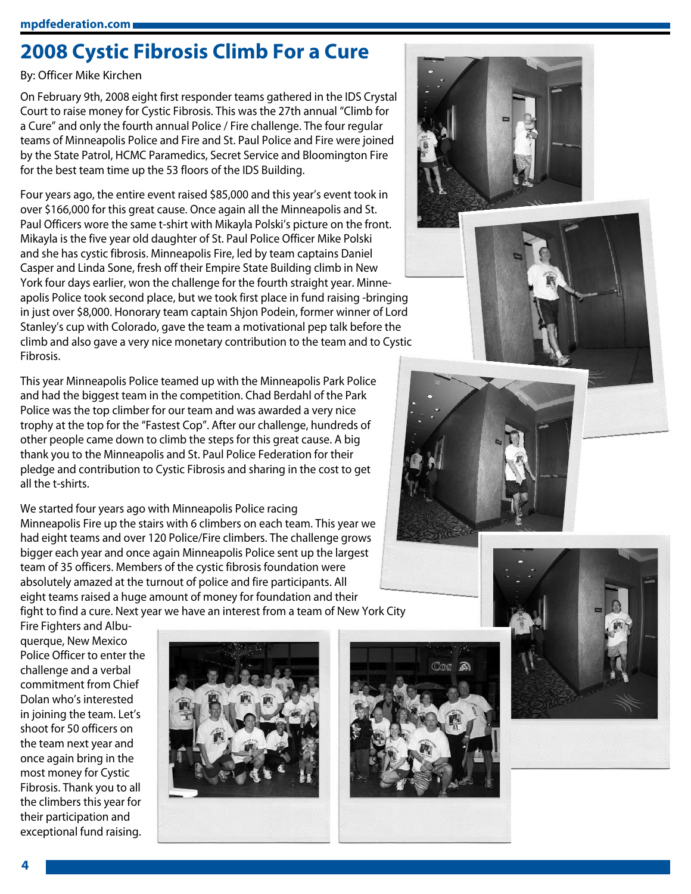# 2008 Cystic Fibrosis Climb For a Cure

By: Officer Mike Kirchen

On February 9th, 2008 eight first responder teams gathered in the IDS Crystal Court to raise money for Cystic Fibrosis. This was the 27th annual "Climb for a Cure" and only the fourth annual Police / Fire challenge. The four regular teams of Minneapolis Police and Fire and St. Paul Police and Fire were joined by the State Patrol, HCMC Paramedics, Secret Service and Bloomington Fire for the best team time up the 53 floors of the IDS Building.

Four years ago, the entire event raised $85,000 and this year's event took in over $166,000 for this great cause. Once again all the Minneapolis and St. Paul Officers wore the same t-shirt with Mikayla Polski's picture on the front. Mikayla is the five year old daughter of St. Paul Police Officer Mike Polski and she has cystic fibrosis. Minneapolis Fire, led by team captains Daniel Casper and Linda Sone, fresh off their Empire State Building climb in New York four days earlier, won the challenge for the fourth straight year. Minneapolis Police took second place, but we took first place in fund raising -bringing in just over $8,000. Honorary team captain Shjon Podein, former winner of Lord Stanley's cup with Colorado, gave the team a motivational pep talk before the climb and also gave a very nice monetary contribution to the team and to Cystic Fibrosis.

This year Minneapolis Police teamed up with the Minneapolis Park Police and had the biggest team in the competition. Chad Berdahl of the Park Police was the top climber for our team and was awarded a very nice trophy at the top for the "Fastest Cop". After our challenge, hundreds of other people came down to climb the steps for this great cause. A big thank you to the Minneapolis and St. Paul Police Federation for their pledge and contribution to Cystic Fibrosis and sharing in the cost to get all the t-shirts.

We started four years ago with Minneapolis Police racing Minneapolis Fire up the stairs with 6 climbers on each team. This year we had eight teams and over 120 Police/Fire climbers. The challenge grows bigger each year and once again Minneapolis Police sent up the largest team of 35 officers. Members of the cystic fibrosis foundation were absolutely amazed at the turnout of police and fire participants. All eight teams raised a huge amount of money for foundation and their fight to find a cure. Next year we have an interest from a team of New York City Fire Fighters and Albuquerque, New Mexico Police Officer to enter the challenge and a verbal commitment from Chief Dolan who's interested in joining the team. Let's shoot for 50 officers on the team next year and once again bring in the most money for Cystic Fibrosis. Thank you to all the climbers this year for their participation and exceptional fund raising.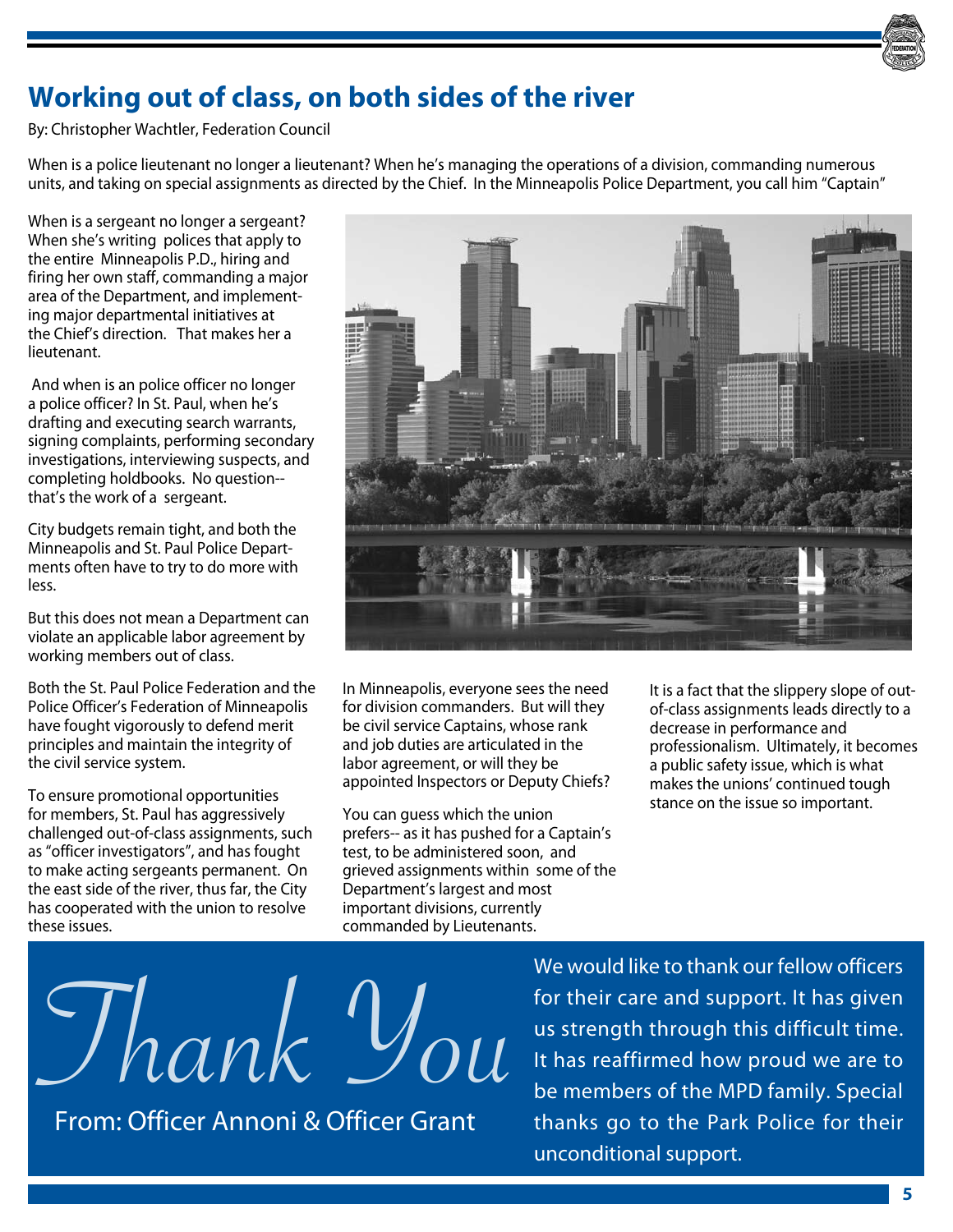# Working out of class, on both sides of the river

By: Christopher Wachtler, Federation Council

When is a police lieutenant no longer a lieutenant? When he's managing the operations of a division, commanding numerous units, and taking on special assignments as directed by the Chief. In the Minneapolis Police Department, you call him "Captain"

When is a sergeant no longer a sergeant? When she's writing polices that apply to the entire Minneapolis P.D., hiring and firing her own staff, commanding a major area of the Department, and implementing major departmental initiatives at the Chief's direction. That makes her a lieutenant.

And when is an police officer no longer a police officer? In St. Paul, when he's drafting and executing search warrants, signing complaints, performing secondary investigations, interviewing suspects, and completing holdbooks. No question-- that's the work of a sergeant.

City budgets remain tight, and both the Minneapolis and St. Paul Police Departments often have to try to do more with less.

But this does not mean a Department can violate an applicable labor agreement by working members out of class.

Both the St. Paul Police Federation and the Police Officer's Federation of Minneapolis have fought vigorously to defend merit principles and maintain the integrity of the civil service system.

To ensure promotional opportunities for members, St. Paul has aggressively challenged out-of-class assignments, such as "officer investigators", and has fought to make acting sergeants permanent. On the east side of the river, thus far, the City has cooperated with the union to resolve these issues.

In Minneapolis, everyone sees the need for division commanders. But will they be civil service Captains, whose rank and job duties are articulated in the labor agreement, or will they be appointed Inspectors or Deputy Chiefs?

You can guess which the union prefers-- as it has pushed for a Captain's test, to be administered soon, and grieved assignments within some of the Department's largest and most important divisions, currently commanded by Lieutenants.

It is a fact that the slippery slope of out-of-class assignments leads directly to a decrease in performance and professionalism. Ultimately, it becomes a public safety issue, which is what makes the unions' continued tough stance on the issue so important.

*Thank You*

From: Officer Annoni & Officer Grant

We would like to thank our fellow officers for their care and support. It has given us strength through this difficult time. It has reaffirmed how proud we are to be members of the MPD family. Special thanks go to the Park Police for their unconditional support.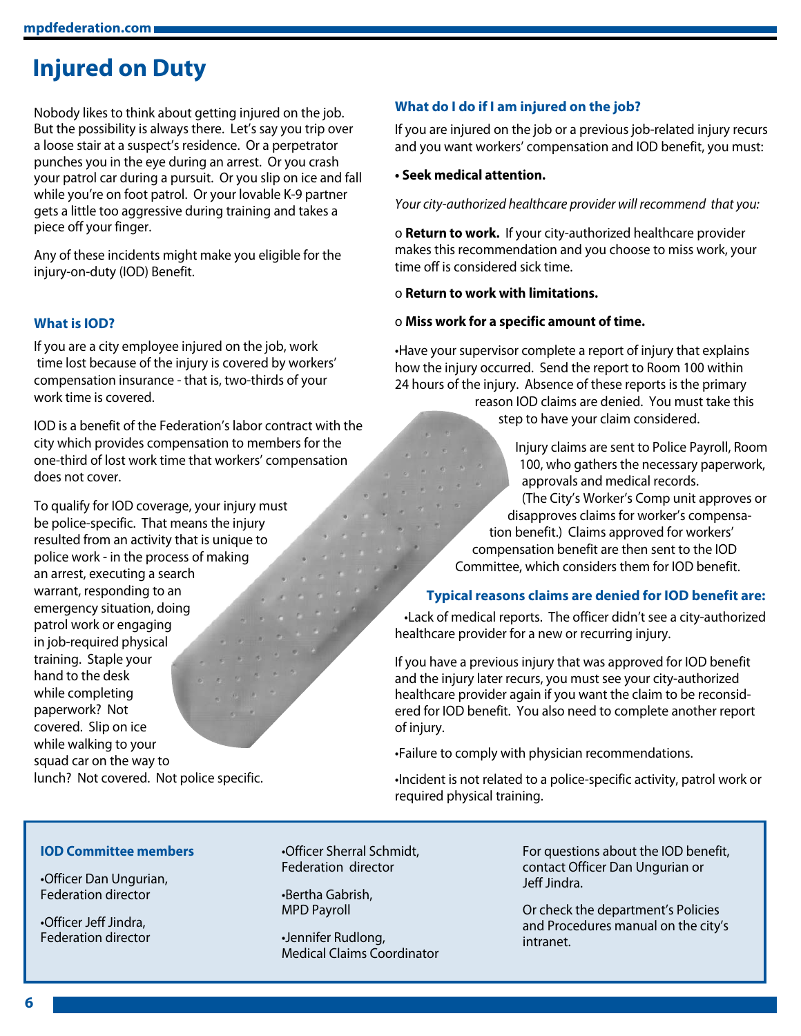# Injured on Duty

Nobody likes to think about getting injured on the job. But the possibility is always there. Let's say you trip over a loose stair at a suspect's residence. Or a perpetrator punches you in the eye during an arrest. Or you crash your patrol car during a pursuit. Or you slip on ice and fall while you're on foot patrol. Or your lovable K-9 partner gets a little too aggressive during training and takes a piece off your finger.

Any of these incidents might make you eligible for the injury-on-duty (IOD) Benefit.

### What is IOD?

If you are a city employee injured on the job, work time lost because of the injury is covered by workers' compensation insurance - that is, two-thirds of your work time is covered.

IOD is a benefit of the Federation's labor contract with the city which provides compensation to members for the one-third of lost work time that workers' compensation does not cover.

To qualify for IOD coverage, your injury must be police-specific. That means the injury resulted from an activity that is unique to police work - in the process of making an arrest, executing a search warrant, responding to an emergency situation, doing patrol work or engaging in job-required physical training. Staple your hand to the desk while completing paperwork? Not covered. Slip on ice while walking to your squad car on the way to lunch? Not covered. Not police specific.

### What do I do if I am injured on the job?

If you are injured on the job or a previous job-related injury recurs and you want workers' compensation and IOD benefit, you must:

- **Seek medical attention.**

*Your city-authorized healthcare provider will recommend that you:*

- o **Return to work.** If your city-authorized healthcare provider makes this recommendation and you choose to miss work, your time off is considered sick time.
- o **Return to work with limitations.**
- o **Miss work for a specific amount of time.**

- Have your supervisor complete a report of injury that explains how the injury occurred. Send the report to Room 100 within 24 hours of the injury. Absence of these reports is the primary reason IOD claims are denied. You must take this step to have your claim considered.

Injury claims are sent to Police Payroll, Room 100, who gathers the necessary paperwork, approvals and medical records. (The City's Worker's Comp unit approves or disapproves claims for worker's compensation benefit.) Claims approved for workers' compensation benefit are then sent to the IOD Committee, which considers them for IOD benefit.

### Typical reasons claims are denied for IOD benefit are:

- Lack of medical reports. The officer didn't see a city-authorized healthcare provider for a new or recurring injury.

If you have a previous injury that was approved for IOD benefit and the injury later recurs, you must see your city-authorized healthcare provider again if you want the claim to be reconsidered for IOD benefit. You also need to complete another report of injury.

- Failure to comply with physician recommendations.
- Incident is not related to a police-specific activity, patrol work or required physical training.

### IOD Committee members

- Officer Dan Ungurian, Federation director
- Officer Jeff Jindra, Federation director
- Officer Sherral Schmidt, Federation director
- Bertha Gabrish, MPD Payroll
- Jennifer Rudlong, Medical Claims Coordinator

For questions about the IOD benefit, contact Officer Dan Ungurian or Jeff Jindra.

Or check the department's Policies and Procedures manual on the city's intranet.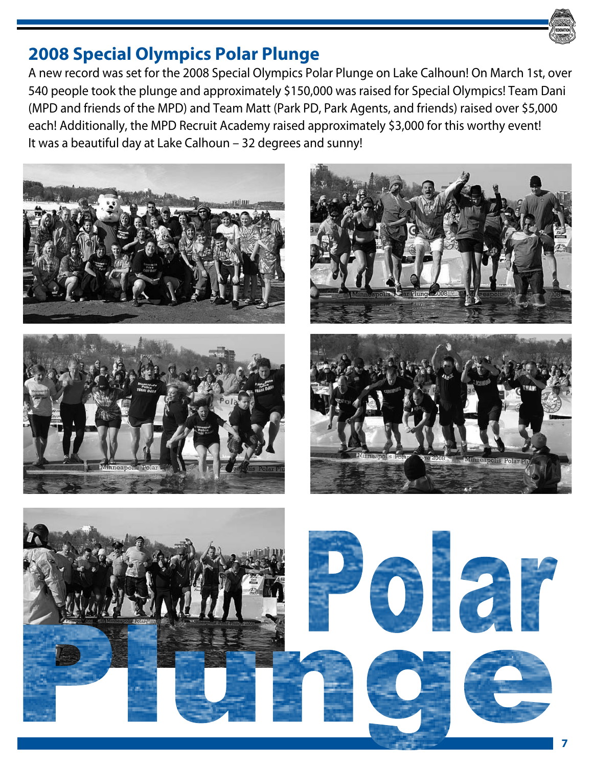## 2008 Special Olympics Polar Plunge

A new record was set for the 2008 Special Olympics Polar Plunge on Lake Calhoun! On March 1st, over 540 people took the plunge and approximately $150,000 was raised for Special Olympics! Team Dani (MPD and friends of the MPD) and Team Matt (Park PD, Park Agents, and friends) raised over $5,000 each! Additionally, the MPD Recruit Academy raised approximately $3,000 for this worthy event! It was a beautiful day at Lake Calhoun – 32 degrees and sunny!

Polar Plunge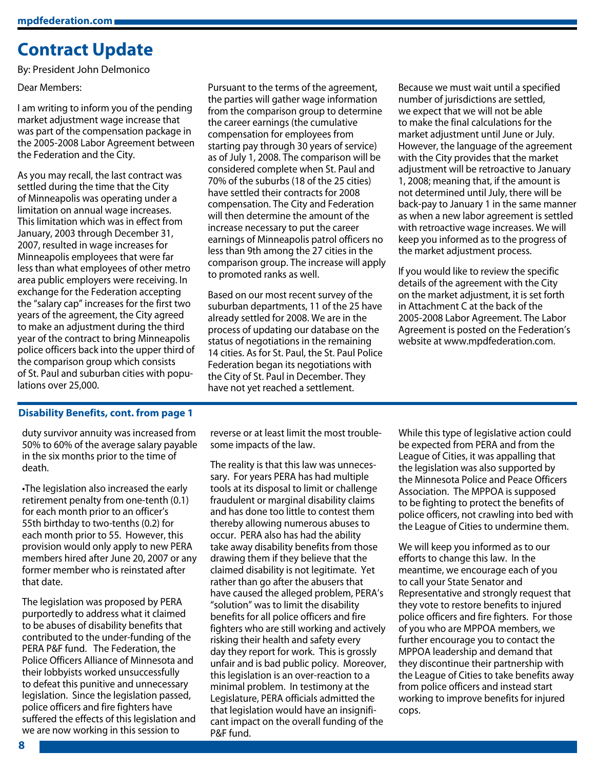# Contract Update

By: President John Delmonico

Dear Members:

I am writing to inform you of the pending market adjustment wage increase that was part of the compensation package in the 2005-2008 Labor Agreement between the Federation and the City.

As you may recall, the last contract was settled during the time that the City of Minneapolis was operating under a limitation on annual wage increases. This limitation which was in effect from January, 2003 through December 31, 2007, resulted in wage increases for Minneapolis employees that were far less than what employees of other metro area public employers were receiving. In exchange for the Federation accepting the "salary cap" increases for the first two years of the agreement, the City agreed to make an adjustment during the third year of the contract to bring Minneapolis police officers back into the upper third of the comparison group which consists of St. Paul and suburban cities with populations over 25,000.

Pursuant to the terms of the agreement, the parties will gather wage information from the comparison group to determine the career earnings (the cumulative compensation for employees from starting pay through 30 years of service) as of July 1, 2008. The comparison will be considered complete when St. Paul and 70% of the suburbs (18 of the 25 cities) have settled their contracts for 2008 compensation. The City and Federation will then determine the amount of the increase necessary to put the career earnings of Minneapolis patrol officers no less than 9th among the 27 cities in the comparison group. The increase will apply to promoted ranks as well.

Based on our most recent survey of the suburban departments, 11 of the 25 have already settled for 2008. We are in the process of updating our database on the status of negotiations in the remaining 14 cities. As for St. Paul, the St. Paul Police Federation began its negotiations with the City of St. Paul in December. They have not yet reached a settlement.

Because we must wait until a specified number of jurisdictions are settled, we expect that we will not be able to make the final calculations for the market adjustment until June or July. However, the language of the agreement with the City provides that the market adjustment will be retroactive to January 1, 2008; meaning that, if the amount is not determined until July, there will be back-pay to January 1 in the same manner as when a new labor agreement is settled with retroactive wage increases. We will keep you informed as to the progress of the market adjustment process.

If you would like to review the specific details of the agreement with the City on the market adjustment, it is set forth in Attachment C at the back of the 2005-2008 Labor Agreement. The Labor Agreement is posted on the Federation's website at www.mpdfederation.com.

**Disability Benefits, cont. from page 1**

duty survivor annuity was increased from 50% to 60% of the average salary payable in the six months prior to the time of death.

- The legislation also increased the early retirement penalty from one-tenth (0.1) for each month prior to an officer's 55th birthday to two-tenths (0.2) for each month prior to 55. However, this provision would only apply to new PERA members hired after June 20, 2007 or any former member who is reinstated after that date.

The legislation was proposed by PERA purportedly to address what it claimed to be abuses of disability benefits that contributed to the under-funding of the PERA P&F fund. The Federation, the Police Officers Alliance of Minnesota and their lobbyists worked unsuccessfully to defeat this punitive and unnecessary legislation. Since the legislation passed, police officers and fire fighters have suffered the effects of this legislation and we are now working in this session to reverse or at least limit the most troublesome impacts of the law.

The reality is that this law was unnecessary. For years PERA has had multiple tools at its disposal to limit or challenge fraudulent or marginal disability claims and has done too little to contest them thereby allowing numerous abuses to occur. PERA also has had the ability take away disability benefits from those drawing them if they believe that the claimed disability is not legitimate. Yet rather than go after the abusers that have caused the alleged problem, PERA's "solution" was to limit the disability benefits for all police officers and fire fighters who are still working and actively risking their health and safety every day they report for work. This is grossly unfair and is bad public policy. Moreover, this legislation is an over-reaction to a minimal problem. In testimony at the Legislature, PERA officials admitted the that legislation would have an insignificant impact on the overall funding of the P&F fund.

While this type of legislative action could be expected from PERA and from the League of Cities, it was appalling that the legislation was also supported by the Minnesota Police and Peace Officers Association. The MPPOA is supposed to be fighting to protect the benefits of police officers, not crawling into bed with the League of Cities to undermine them.

We will keep you informed as to our efforts to change this law. In the meantime, we encourage each of you to call your State Senator and Representative and strongly request that they vote to restore benefits to injured police officers and fire fighters. For those of you who are MPPOA members, we further encourage you to contact the MPPOA leadership and demand that they discontinue their partnership with the League of Cities to take benefits away from police officers and instead start working to improve benefits for injured cops.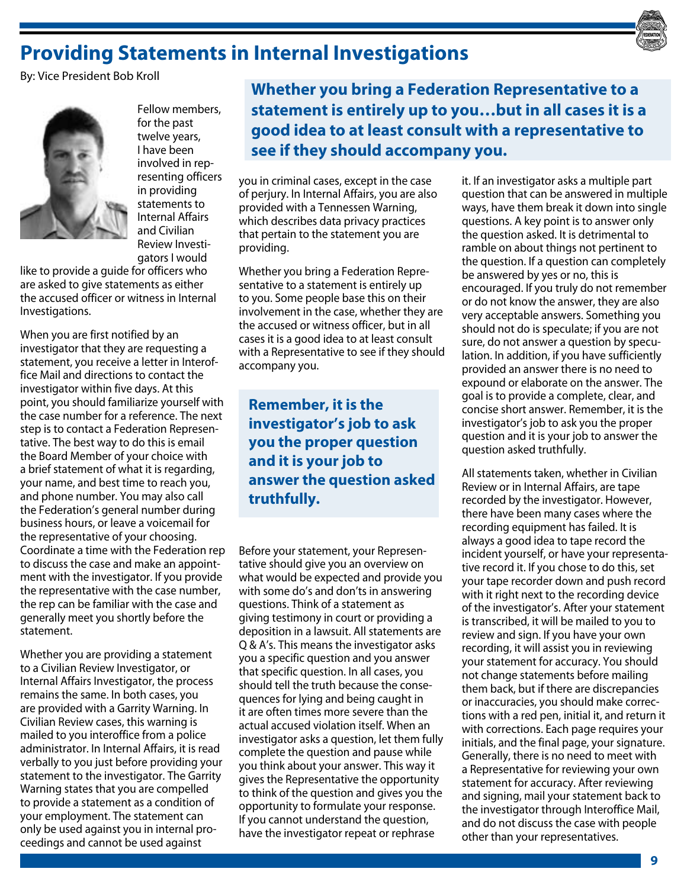# Providing Statements in Internal Investigations

By: Vice President Bob Kroll

Fellow members, for the past twelve years, I have been involved in representing officers in providing statements to Internal Affairs and Civilian Review Investigators I would like to provide a guide for officers who are asked to give statements as either the accused officer or witness in Internal Investigations.

When you are first notified by an investigator that they are requesting a statement, you receive a letter in Interoffice Mail and directions to contact the investigator within five days. At this point, you should familiarize yourself with the case number for a reference. The next step is to contact a Federation Representative. The best way to do this is email the Board Member of your choice with a brief statement of what it is regarding, your name, and best time to reach you, and phone number. You may also call the Federation's general number during business hours, or leave a voicemail for the representative of your choosing. Coordinate a time with the Federation rep to discuss the case and make an appointment with the investigator. If you provide the representative with the case number, the rep can be familiar with the case and generally meet you shortly before the statement.

Whether you are providing a statement to a Civilian Review Investigator, or Internal Affairs Investigator, the process remains the same. In both cases, you are provided with a Garrity Warning. In Civilian Review cases, this warning is mailed to you interoffice from a police administrator. In Internal Affairs, it is read verbally to you just before providing your statement to the investigator. The Garrity Warning states that you are compelled to provide a statement as a condition of your employment. The statement can only be used against you in internal proceedings and cannot be used against you in criminal cases, except in the case of perjury. In Internal Affairs, you are also provided with a Tennessen Warning, which describes data privacy practices that pertain to the statement you are providing.

**Whether you bring a Federation Representative to a statement is entirely up to you…but in all cases it is a good idea to at least consult with a representative to see if they should accompany you.**

Whether you bring a Federation Representative to a statement is entirely up to you. Some people base this on their involvement in the case, whether they are the accused or witness officer, but in all cases it is a good idea to at least consult with a Representative to see if they should accompany you.

**Remember, it is the investigator's job to ask you the proper question and it is your job to answer the question asked truthfully.**

Before your statement, your Representative should give you an overview on what would be expected and provide you with some do's and don'ts in answering questions. Think of a statement as giving testimony in court or providing a deposition in a lawsuit. All statements are Q & A's. This means the investigator asks you a specific question and you answer that specific question. In all cases, you should tell the truth because the consequences for lying and being caught in it are often times more severe than the actual accused violation itself. When an investigator asks a question, let them fully complete the question and pause while you think about your answer. This way it gives the Representative the opportunity to think of the question and gives you the opportunity to formulate your response. If you cannot understand the question, have the investigator repeat or rephrase it. If an investigator asks a multiple part question that can be answered in multiple ways, have them break it down into single questions. A key point is to answer only the question asked. It is detrimental to ramble on about things not pertinent to the question. If a question can completely be answered by yes or no, this is encouraged. If you truly do not remember or do not know the answer, they are also very acceptable answers. Something you should not do is speculate; if you are not sure, do not answer a question by speculation. In addition, if you have sufficiently provided an answer there is no need to expound or elaborate on the answer. The goal is to provide a complete, clear, and concise short answer. Remember, it is the investigator's job to ask you the proper question and it is your job to answer the question asked truthfully.

All statements taken, whether in Civilian Review or in Internal Affairs, are tape recorded by the investigator. However, there have been many cases where the recording equipment has failed. It is always a good idea to tape record the incident yourself, or have your representative record it. If you chose to do this, set your tape recorder down and push record with it right next to the recording device of the investigator's. After your statement is transcribed, it will be mailed to you to review and sign. If you have your own recording, it will assist you in reviewing your statement for accuracy. You should not change statements before mailing them back, but if there are discrepancies or inaccuracies, you should make corrections with a red pen, initial it, and return it with corrections. Each page requires your initials, and the final page, your signature. Generally, there is no need to meet with a Representative for reviewing your own statement for accuracy. After reviewing and signing, mail your statement back to the investigator through Interoffice Mail, and do not discuss the case with people other than your representatives.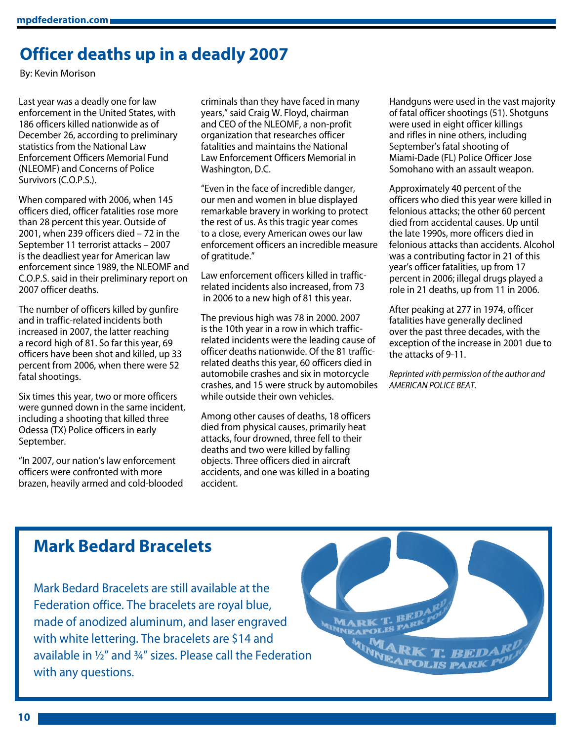# Officer deaths up in a deadly 2007

By: Kevin Morison

Last year was a deadly one for law enforcement in the United States, with 186 officers killed nationwide as of December 26, according to preliminary statistics from the National Law Enforcement Officers Memorial Fund (NLEOMF) and Concerns of Police Survivors (C.O.P.S.).

When compared with 2006, when 145 officers died, officer fatalities rose more than 28 percent this year. Outside of 2001, when 239 officers died – 72 in the September 11 terrorist attacks – 2007 is the deadliest year for American law enforcement since 1989, the NLEOMF and C.O.P.S. said in their preliminary report on 2007 officer deaths.

The number of officers killed by gunfire and in traffic-related incidents both increased in 2007, the latter reaching a record high of 81. So far this year, 69 officers have been shot and killed, up 33 percent from 2006, when there were 52 fatal shootings.

Six times this year, two or more officers were gunned down in the same incident, including a shooting that killed three Odessa (TX) Police officers in early September.

"In 2007, our nation's law enforcement officers were confronted with more brazen, heavily armed and cold-blooded criminals than they have faced in many years," said Craig W. Floyd, chairman and CEO of the NLEOMF, a non-profit organization that researches officer fatalities and maintains the National Law Enforcement Officers Memorial in Washington, D.C.

"Even in the face of incredible danger, our men and women in blue displayed remarkable bravery in working to protect the rest of us. As this tragic year comes to a close, every American owes our law enforcement officers an incredible measure of gratitude."

Law enforcement officers killed in traffic-related incidents also increased, from 73 in 2006 to a new high of 81 this year.

The previous high was 78 in 2000. 2007 is the 10th year in a row in which traffic-related incidents were the leading cause of officer deaths nationwide. Of the 81 traffic-related deaths this year, 60 officers died in automobile crashes and six in motorcycle crashes, and 15 were struck by automobiles while outside their own vehicles.

Among other causes of deaths, 18 officers died from physical causes, primarily heat attacks, four drowned, three fell to their deaths and two were killed by falling objects. Three officers died in aircraft accidents, and one was killed in a boating accident.

Handguns were used in the vast majority of fatal officer shootings (51). Shotguns were used in eight officer killings and rifles in nine others, including September's fatal shooting of Miami-Dade (FL) Police Officer Jose Somohano with an assault weapon.

Approximately 40 percent of the officers who died this year were killed in felonious attacks; the other 60 percent died from accidental causes. Up until the late 1990s, more officers died in felonious attacks than accidents. Alcohol was a contributing factor in 21 of this year's officer fatalities, up from 17 percent in 2006; illegal drugs played a role in 21 deaths, up from 11 in 2006.

After peaking at 277 in 1974, officer fatalities have generally declined over the past three decades, with the exception of the increase in 2001 due to the attacks of 9-11.

*Reprinted with permission of the author and AMERICAN POLICE BEAT.*

## Mark Bedard Bracelets

Mark Bedard Bracelets are still available at the Federation office. The bracelets are royal blue, made of anodized aluminum, and laser engraved with white lettering. The bracelets are $14 and available in ½" and ¾" sizes. Please call the Federation with any questions.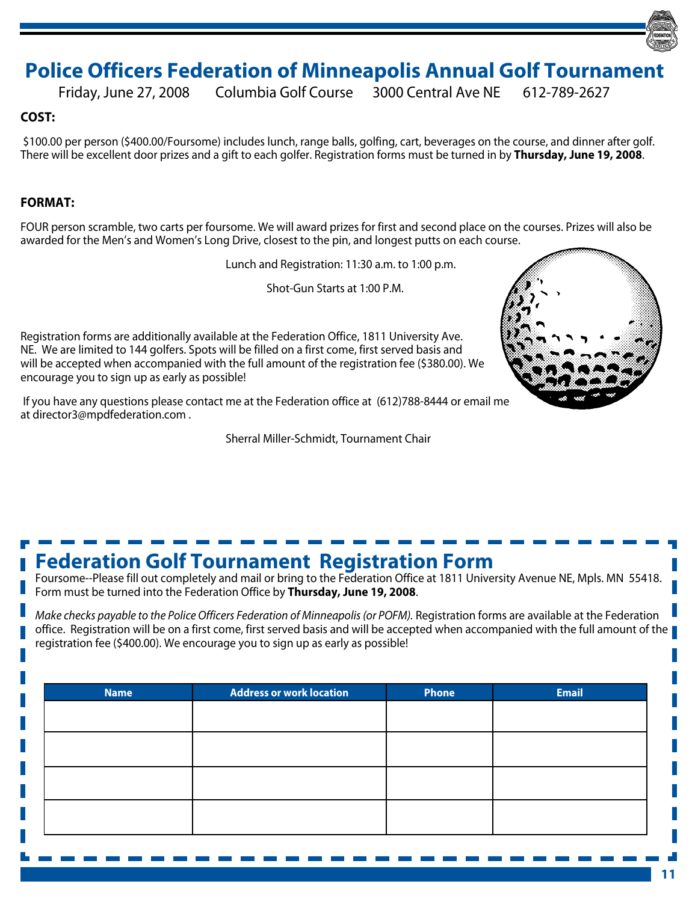# Police Officers Federation of Minneapolis Annual Golf Tournament

Friday, June 27, 2008 Columbia Golf Course 3000 Central Ave NE 612-789-2627

**COST:**

$100.00 per person ($400.00/Foursome) includes lunch, range balls, golfing, cart, beverages on the course, and dinner after golf. There will be excellent door prizes and a gift to each golfer. Registration forms must be turned in by **Thursday, June 19, 2008**.

**FORMAT:**

FOUR person scramble, two carts per foursome. We will award prizes for first and second place on the courses. Prizes will also be awarded for the Men's and Women's Long Drive, closest to the pin, and longest putts on each course.

Lunch and Registration: 11:30 a.m. to 1:00 p.m.

Shot-Gun Starts at 1:00 P.M.

Registration forms are additionally available at the Federation Office, 1811 University Ave. NE. We are limited to 144 golfers. Spots will be filled on a first come, first served basis and will be accepted when accompanied with the full amount of the registration fee ($380.00). We encourage you to sign up as early as possible!

If you have any questions please contact me at the Federation office at (612)788-8444 or email me at director3@mpdfederation.com .

Sherral Miller-Schmidt, Tournament Chair

## Federation Golf Tournament Registration Form

Foursome--Please fill out completely and mail or bring to the Federation Office at 1811 University Avenue NE, Mpls. MN 55418. Form must be turned into the Federation Office by **Thursday, June 19, 2008**.

*Make checks payable to the Police Officers Federation of Minneapolis (or POFM).* Registration forms are available at the Federation office. Registration will be on a first come, first served basis and will be accepted when accompanied with the full amount of the registration fee ($400.00). We encourage you to sign up as early as possible!

| Name | Address or work location | Phone | Email |
|---|---|---|---|
| | | | |
| | | | |
| | | | |
| | | | |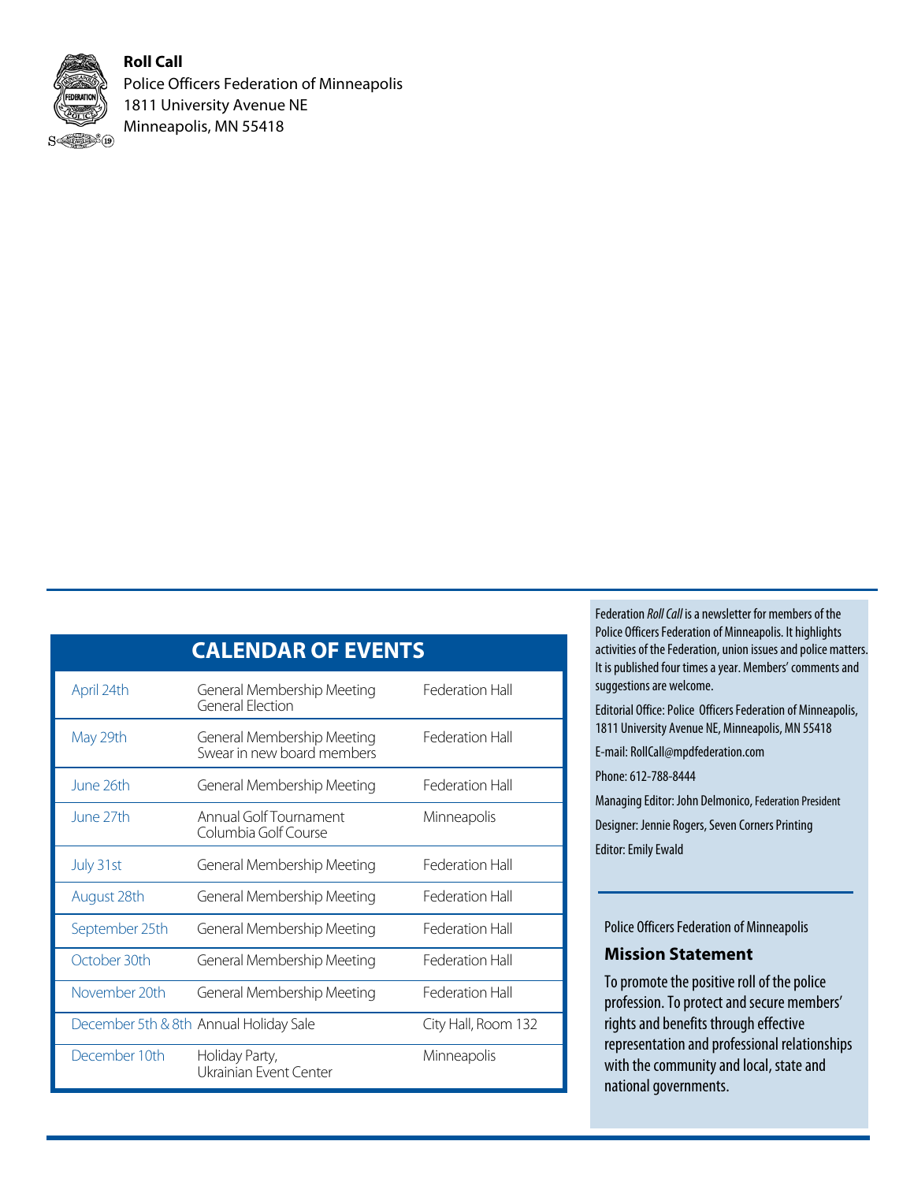**Roll Call**
Police Officers Federation of Minneapolis
1811 University Avenue NE
Minneapolis, MN 55418

## CALENDAR OF EVENTS

| | | |
|---|---|---|
| April 24th | General Membership Meeting<br>General Election | Federation Hall |
| May 29th | General Membership Meeting<br>Swear in new board members | Federation Hall |
| June 26th | General Membership Meeting | Federation Hall |
| June 27th | Annual Golf Tournament<br>Columbia Golf Course | Minneapolis |
| July 31st | General Membership Meeting | Federation Hall |
| August 28th | General Membership Meeting | Federation Hall |
| September 25th | General Membership Meeting | Federation Hall |
| October 30th | General Membership Meeting | Federation Hall |
| November 20th | General Membership Meeting | Federation Hall |
| December 5th & 8th | Annual Holiday Sale | City Hall, Room 132 |
| December 10th | Holiday Party,<br>Ukrainian Event Center | Minneapolis |

Federation *Roll Call* is a newsletter for members of the Police Officers Federation of Minneapolis. It highlights activities of the Federation, union issues and police matters. It is published four times a year. Members' comments and suggestions are welcome.

Editorial Office: Police Officers Federation of Minneapolis, 1811 University Avenue NE, Minneapolis, MN 55418

E-mail: RollCall@mpdfederation.com

Phone: 612-788-8444

Managing Editor: John Delmonico, Federation President

Designer: Jennie Rogers, Seven Corners Printing

Editor: Emily Ewald

Police Officers Federation of Minneapolis

**Mission Statement**

To promote the positive roll of the police profession. To protect and secure members' rights and benefits through effective representation and professional relationships with the community and local, state and national governments.